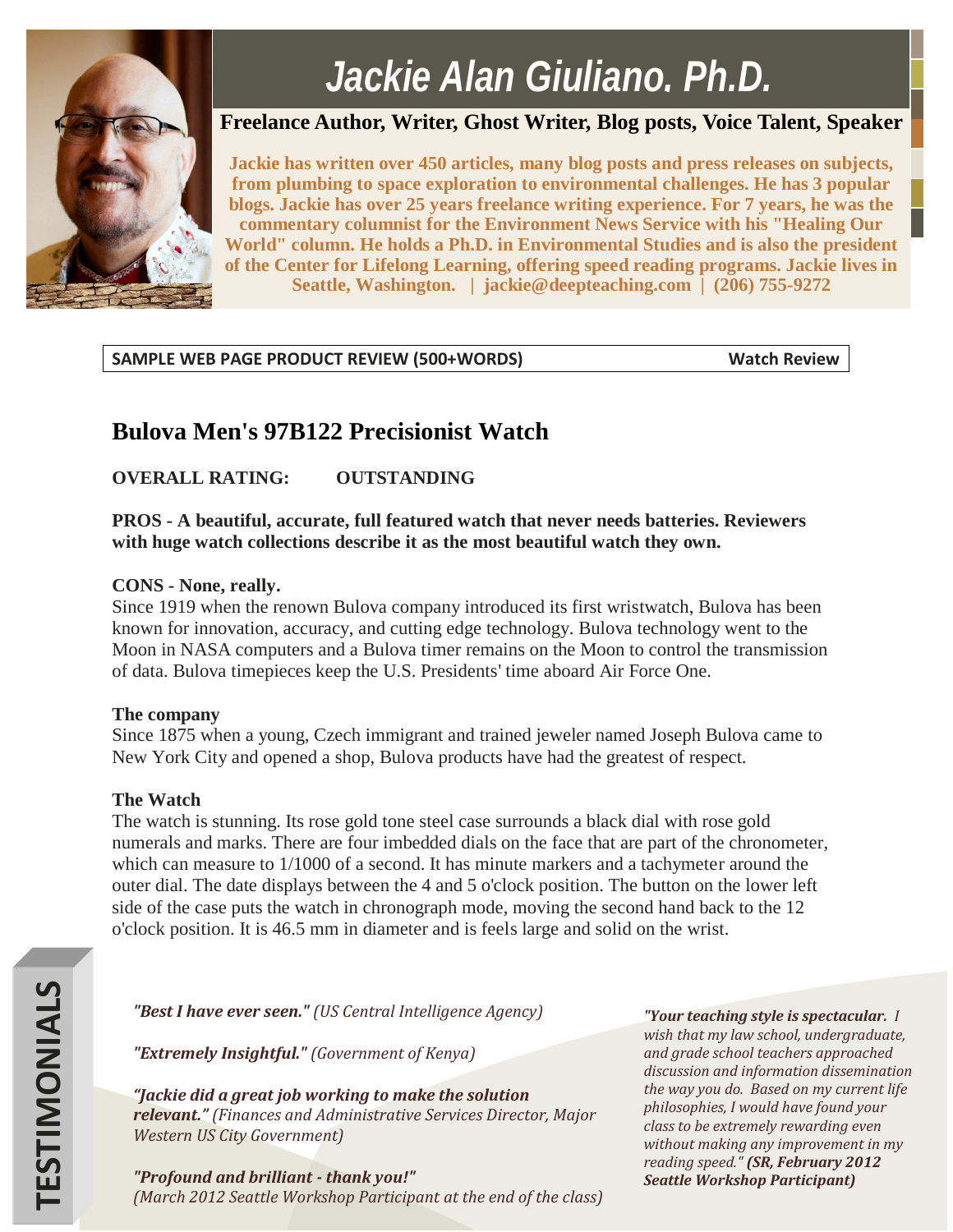# Jackie Alan Giuliano. Ph.D.

**Freelance Author, Writer, Ghost Writer, Blog posts, Voice Talent, Speaker**

**Jackie has written over 450 articles, many blog posts and press releases on subjects, from plumbing to space exploration to environmental challenges. He has 3 popular blogs. Jackie has over 25 years freelance writing experience. For 7 years, he was the commentary columnist for the Environment News Service with his "Healing Our World" column. He holds a Ph.D. in Environmental Studies and is also the president of the Center for Lifelong Learning, offering speed reading programs. Jackie lives in Seattle, Washington. | jackie@deepteaching.com | (206) 755-9272**

**SAMPLE WEB PAGE PRODUCT REVIEW (500+WORDS)** **Watch Review**

## Bulova Men's 97B122 Precisionist Watch

**OVERALL RATING: OUTSTANDING**

**PROS - A beautiful, accurate, full featured watch that never needs batteries. Reviewers with huge watch collections describe it as the most beautiful watch they own.**

**CONS - None, really.**

Since 1919 when the renown Bulova company introduced its first wristwatch, Bulova has been known for innovation, accuracy, and cutting edge technology. Bulova technology went to the Moon in NASA computers and a Bulova timer remains on the Moon to control the transmission of data. Bulova timepieces keep the U.S. Presidents' time aboard Air Force One.

**The company**

Since 1875 when a young, Czech immigrant and trained jeweler named Joseph Bulova came to New York City and opened a shop, Bulova products have had the greatest of respect.

**The Watch**

The watch is stunning. Its rose gold tone steel case surrounds a black dial with rose gold numerals and marks. There are four imbedded dials on the face that are part of the chronometer, which can measure to 1/1000 of a second. It has minute markers and a tachymeter around the outer dial. The date displays between the 4 and 5 o'clock position. The button on the lower left side of the case puts the watch in chronograph mode, moving the second hand back to the 12 o'clock position. It is 46.5 mm in diameter and is feels large and solid on the wrist.

**TESTIMONIALS**

***"Best I have ever seen."*** *(US Central Intelligence Agency)*

***"Extremely Insightful."*** *(Government of Kenya)*

***"Jackie did a great job working to make the solution relevant."*** *(Finances and Administrative Services Director, Major Western US City Government)*

***"Profound and brilliant - thank you!"*** *(March 2012 Seattle Workshop Participant at the end of the class)*

***"Your teaching style is spectacular.*** *I wish that my law school, undergraduate, and grade school teachers approached discussion and information dissemination the way you do. Based on my current life philosophies, I would have found your class to be extremely rewarding even without making any improvement in my reading speed."* ***(SR, February 2012 Seattle Workshop Participant)***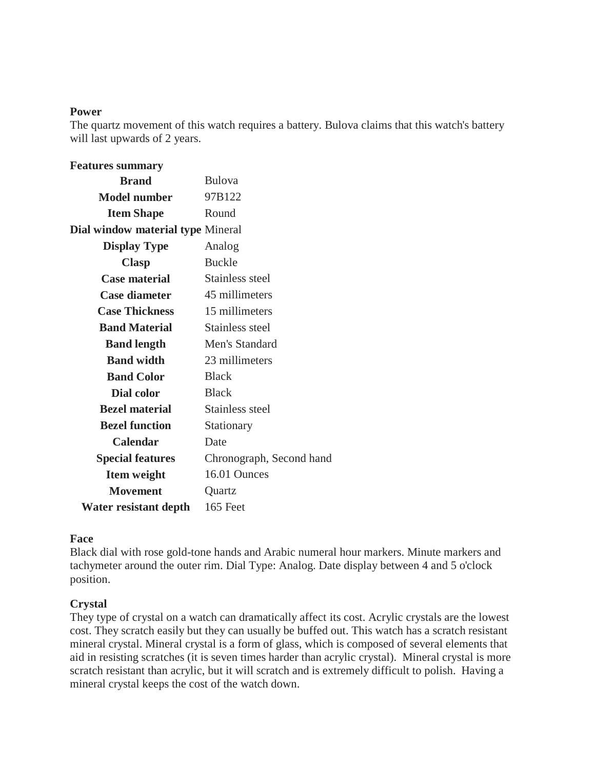**Power**

The quartz movement of this watch requires a battery. Bulova claims that this watch's battery will last upwards of 2 years.

**Features summary**

| | |
|---|---|
| **Brand** | Bulova |
| **Model number** | 97B122 |
| **Item Shape** | Round |
| **Dial window material type** | Mineral |
| **Display Type** | Analog |
| **Clasp** | Buckle |
| **Case material** | Stainless steel |
| **Case diameter** | 45 millimeters |
| **Case Thickness** | 15 millimeters |
| **Band Material** | Stainless steel |
| **Band length** | Men's Standard |
| **Band width** | 23 millimeters |
| **Band Color** | Black |
| **Dial color** | Black |
| **Bezel material** | Stainless steel |
| **Bezel function** | Stationary |
| **Calendar** | Date |
| **Special features** | Chronograph, Second hand |
| **Item weight** | 16.01 Ounces |
| **Movement** | Quartz |
| **Water resistant depth** | 165 Feet |

**Face**

Black dial with rose gold-tone hands and Arabic numeral hour markers. Minute markers and tachymeter around the outer rim. Dial Type: Analog. Date display between 4 and 5 o'clock position.

**Crystal**

They type of crystal on a watch can dramatically affect its cost. Acrylic crystals are the lowest cost. They scratch easily but they can usually be buffed out. This watch has a scratch resistant mineral crystal. Mineral crystal is a form of glass, which is composed of several elements that aid in resisting scratches (it is seven times harder than acrylic crystal). Mineral crystal is more scratch resistant than acrylic, but it will scratch and is extremely difficult to polish. Having a mineral crystal keeps the cost of the watch down.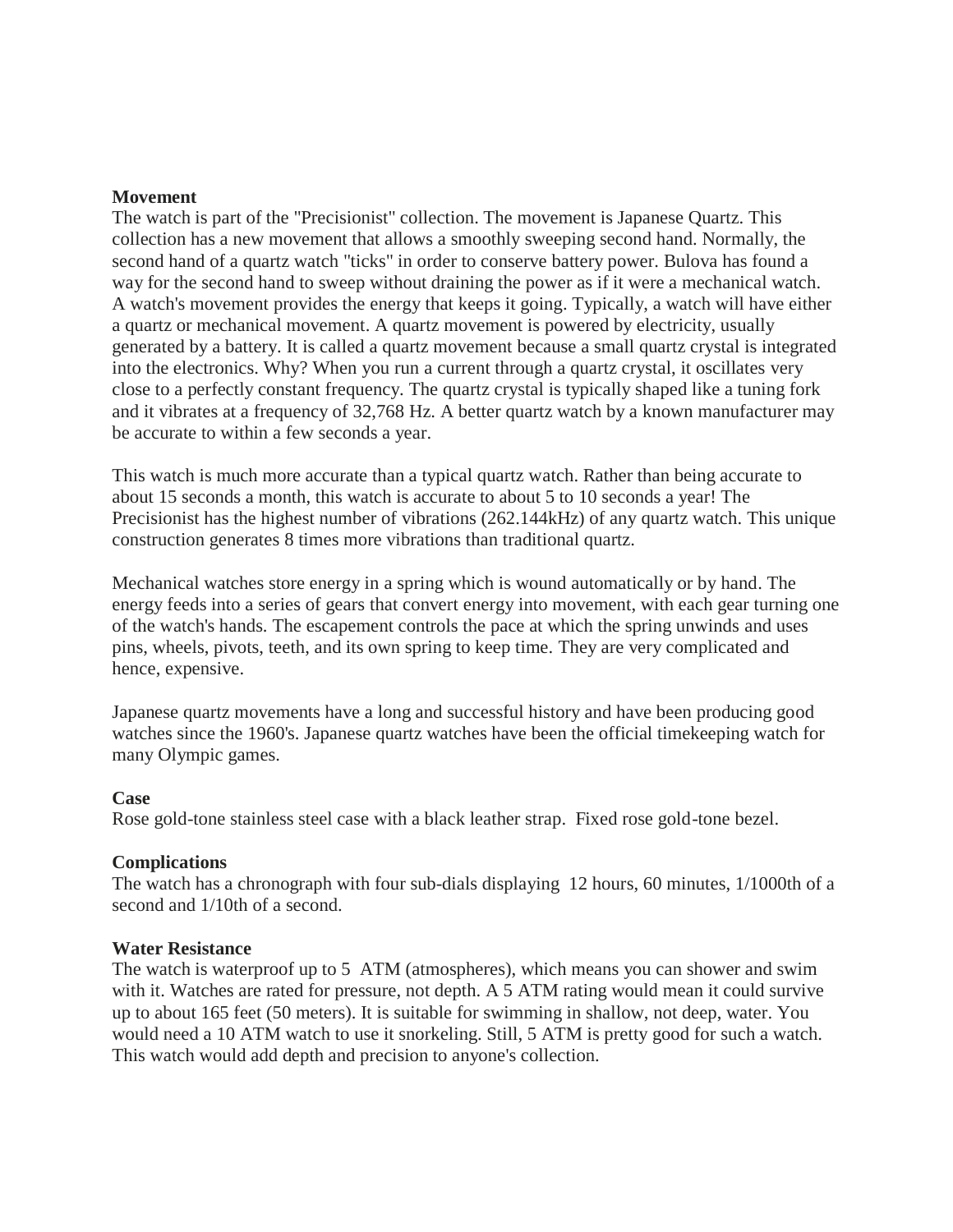**Movement**

The watch is part of the "Precisionist" collection. The movement is Japanese Quartz. This collection has a new movement that allows a smoothly sweeping second hand. Normally, the second hand of a quartz watch "ticks" in order to conserve battery power. Bulova has found a way for the second hand to sweep without draining the power as if it were a mechanical watch. A watch's movement provides the energy that keeps it going. Typically, a watch will have either a quartz or mechanical movement. A quartz movement is powered by electricity, usually generated by a battery. It is called a quartz movement because a small quartz crystal is integrated into the electronics. Why? When you run a current through a quartz crystal, it oscillates very close to a perfectly constant frequency. The quartz crystal is typically shaped like a tuning fork and it vibrates at a frequency of 32,768 Hz. A better quartz watch by a known manufacturer may be accurate to within a few seconds a year.

This watch is much more accurate than a typical quartz watch. Rather than being accurate to about 15 seconds a month, this watch is accurate to about 5 to 10 seconds a year! The Precisionist has the highest number of vibrations (262.144kHz) of any quartz watch. This unique construction generates 8 times more vibrations than traditional quartz.

Mechanical watches store energy in a spring which is wound automatically or by hand. The energy feeds into a series of gears that convert energy into movement, with each gear turning one of the watch's hands. The escapement controls the pace at which the spring unwinds and uses pins, wheels, pivots, teeth, and its own spring to keep time. They are very complicated and hence, expensive.

Japanese quartz movements have a long and successful history and have been producing good watches since the 1960's. Japanese quartz watches have been the official timekeeping watch for many Olympic games.

**Case**

Rose gold-tone stainless steel case with a black leather strap. Fixed rose gold-tone bezel.

**Complications**

The watch has a chronograph with four sub-dials displaying 12 hours, 60 minutes, 1/1000th of a second and 1/10th of a second.

**Water Resistance**

The watch is waterproof up to 5 ATM (atmospheres), which means you can shower and swim with it. Watches are rated for pressure, not depth. A 5 ATM rating would mean it could survive up to about 165 feet (50 meters). It is suitable for swimming in shallow, not deep, water. You would need a 10 ATM watch to use it snorkeling. Still, 5 ATM is pretty good for such a watch. This watch would add depth and precision to anyone's collection.